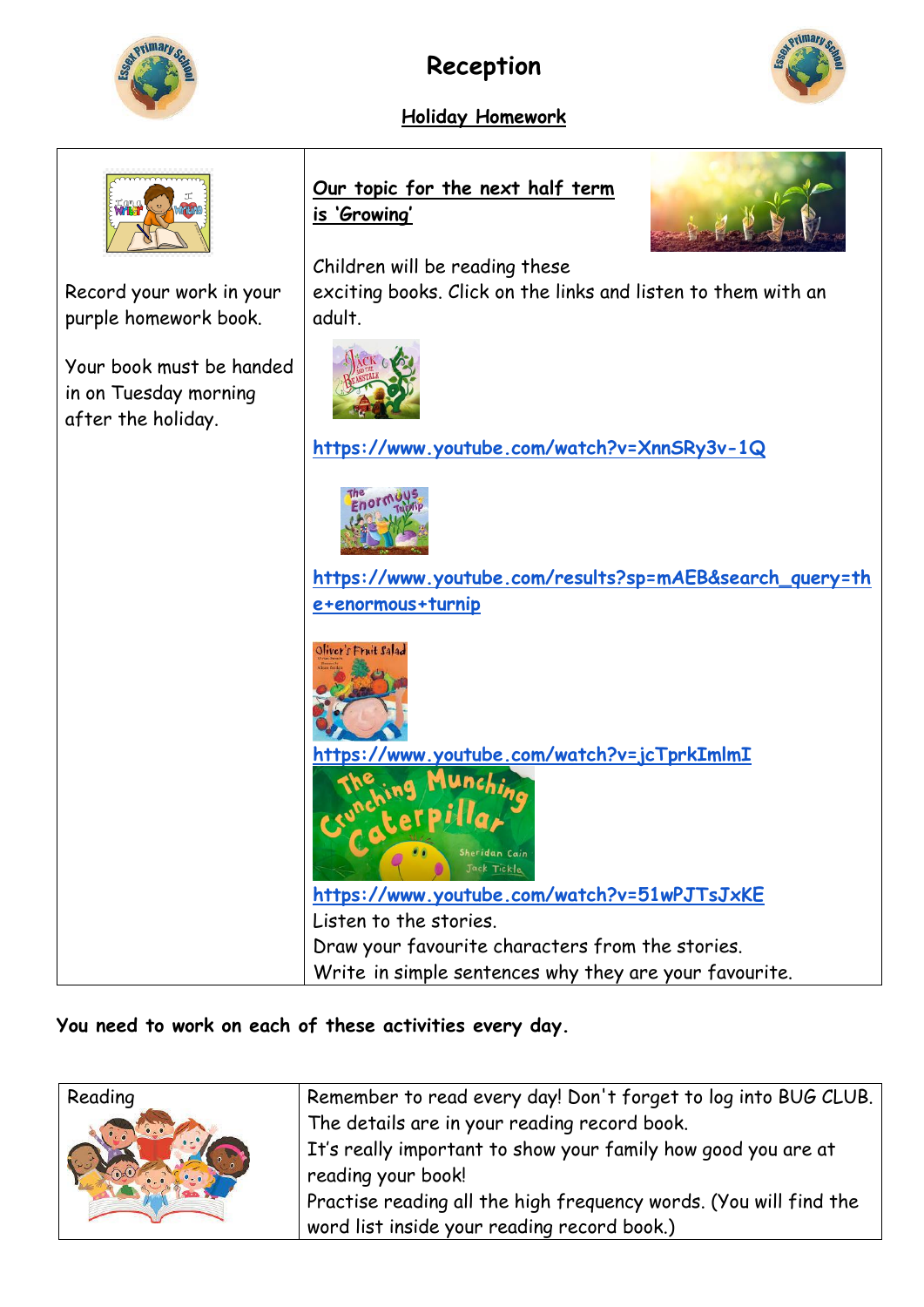# Reception

## Holiday Homework

| | |
|---|---|
| Record your work in your purple homework book.<br><br>Your book must be handed in on Tuesday morning after the holiday. | **Our topic for the next half term is 'Growing'**<br><br>Children will be reading these exciting books. Click on the links and listen to them with an adult.<br><br>https://www.youtube.com/watch?v=XnnSRy3v-1Q<br><br>https://www.youtube.com/results?sp=mAEB&search_query=the+enormous+turnip<br><br>https://www.youtube.com/watch?v=jcTprkImlmI<br><br>https://www.youtube.com/watch?v=51wPJTsJxKE<br><br>Listen to the stories.<br>Draw your favourite characters from the stories.<br>Write in simple sentences why they are your favourite. |

**You need to work on each of these activities every day.**

| | |
|---|---|
| Reading | Remember to read every day! Don't forget to log into BUG CLUB. The details are in your reading record book.<br>It's really important to show your family how good you are at reading your book!<br>Practise reading all the high frequency words. (You will find the word list inside your reading record book.) |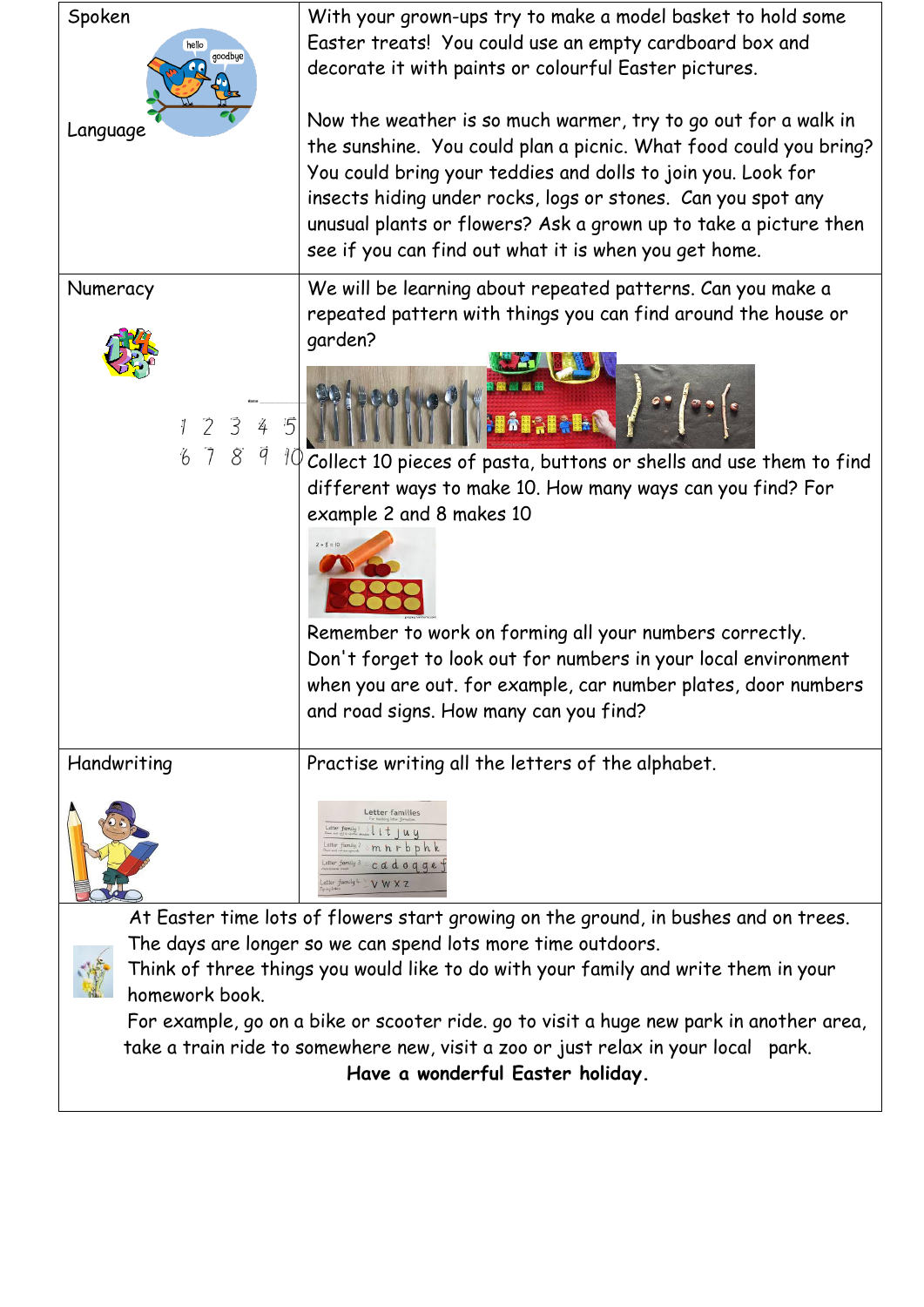| | |
|---|---|
| Spoken Language | With your grown-ups try to make a model basket to hold some Easter treats! You could use an empty cardboard box and decorate it with paints or colourful Easter pictures.<br><br>Now the weather is so much warmer, try to go out for a walk in the sunshine. You could plan a picnic. What food could you bring? You could bring your teddies and dolls to join you. Look for insects hiding under rocks, logs or stones. Can you spot any unusual plants or flowers? Ask a grown up to take a picture then see if you can find out what it is when you get home. |
| Numeracy<br><br>1 2 3 4 5<br>6 7 8 9 10 | We will be learning about repeated patterns. Can you make a repeated pattern with things you can find around the house or garden?<br><br>Collect 10 pieces of pasta, buttons or shells and use them to find different ways to make 10. How many ways can you find? For example 2 and 8 makes 10<br><br>Remember to work on forming all your numbers correctly.<br>Don't forget to look out for numbers in your local environment when you are out. for example, car number plates, door numbers and road signs. How many can you find? |
| Handwriting | Practise writing all the letters of the alphabet.<br><br>Letter families<br>Letter family 1: l i t j u y<br>Letter family 2: m n r b p h k<br>Letter family 3: c a d o q g e f<br>Letter family 4: v w x z |

At Easter time lots of flowers start growing on the ground, in bushes and on trees. The days are longer so we can spend lots more time outdoors.
Think of three things you would like to do with your family and write them in your homework book.
For example, go on a bike or scooter ride. go to visit a huge new park in another area, take a train ride to somewhere new, visit a zoo or just relax in your local park.

**Have a wonderful Easter holiday.**